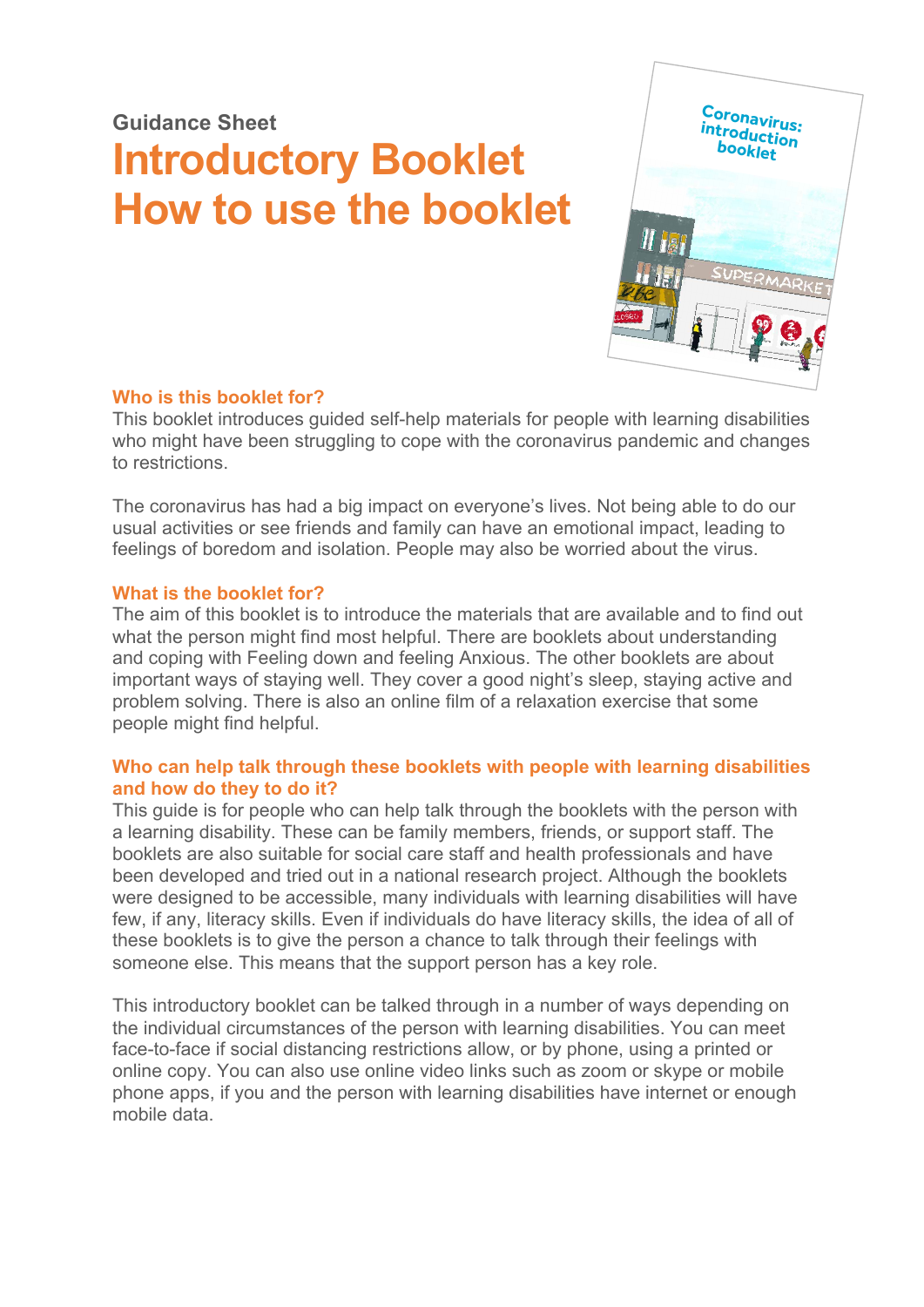Guidance Sheet

# Introductory Booklet
# How to use the booklet

### Who is this booklet for?

This booklet introduces guided self-help materials for people with learning disabilities who might have been struggling to cope with the coronavirus pandemic and changes to restrictions.

The coronavirus has had a big impact on everyone's lives. Not being able to do our usual activities or see friends and family can have an emotional impact, leading to feelings of boredom and isolation. People may also be worried about the virus.

### What is the booklet for?

The aim of this booklet is to introduce the materials that are available and to find out what the person might find most helpful. There are booklets about understanding and coping with Feeling down and feeling Anxious. The other booklets are about important ways of staying well. They cover a good night's sleep, staying active and problem solving. There is also an online film of a relaxation exercise that some people might find helpful.

### Who can help talk through these booklets with people with learning disabilities and how do they to do it?

This guide is for people who can help talk through the booklets with the person with a learning disability. These can be family members, friends, or support staff. The booklets are also suitable for social care staff and health professionals and have been developed and tried out in a national research project. Although the booklets were designed to be accessible, many individuals with learning disabilities will have few, if any, literacy skills. Even if individuals do have literacy skills, the idea of all of these booklets is to give the person a chance to talk through their feelings with someone else. This means that the support person has a key role.

This introductory booklet can be talked through in a number of ways depending on the individual circumstances of the person with learning disabilities. You can meet face-to-face if social distancing restrictions allow, or by phone, using a printed or online copy. You can also use online video links such as zoom or skype or mobile phone apps, if you and the person with learning disabilities have internet or enough mobile data.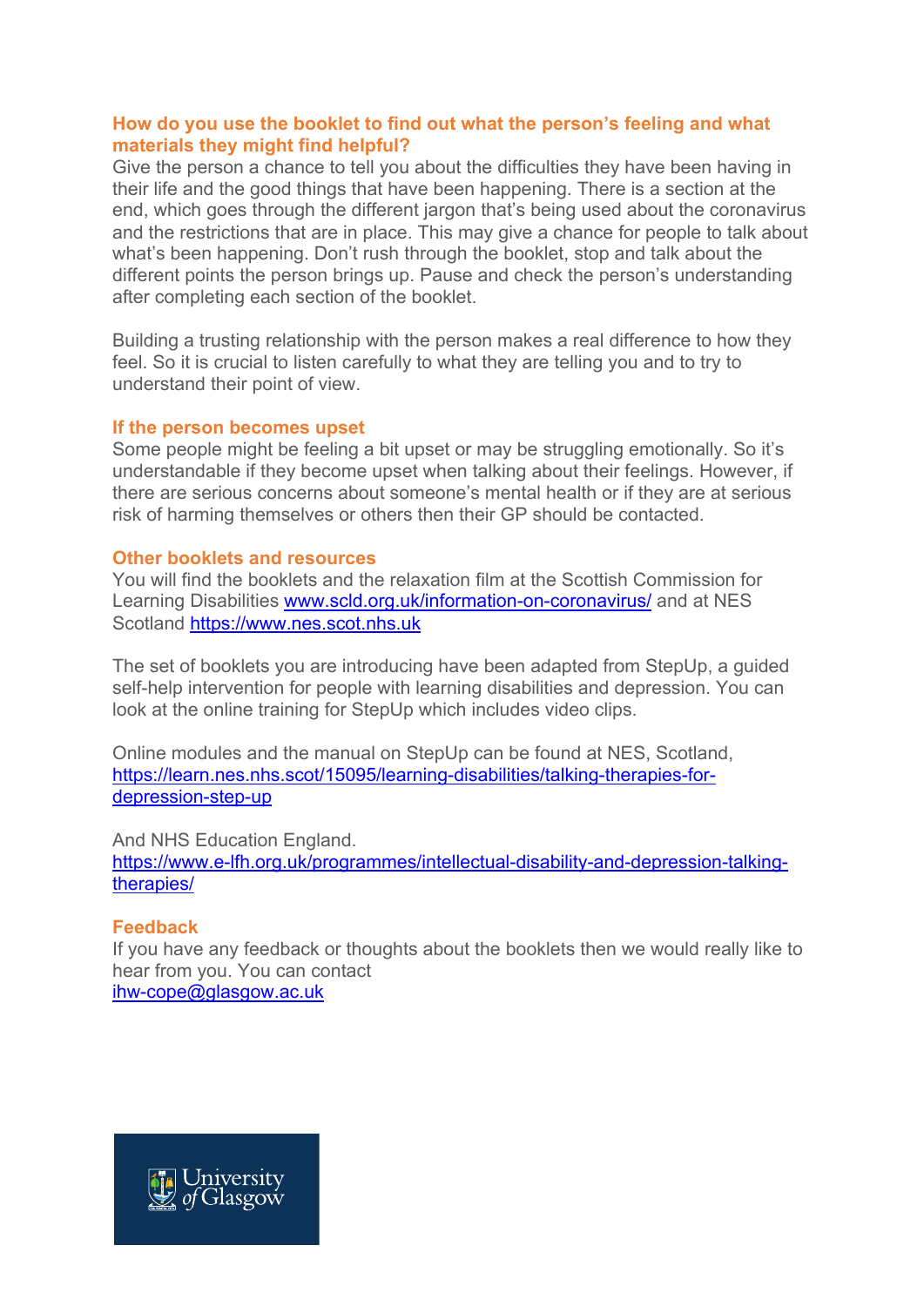### How do you use the booklet to find out what the person's feeling and what materials they might find helpful?

Give the person a chance to tell you about the difficulties they have been having in their life and the good things that have been happening. There is a section at the end, which goes through the different jargon that's being used about the coronavirus and the restrictions that are in place. This may give a chance for people to talk about what's been happening. Don't rush through the booklet, stop and talk about the different points the person brings up. Pause and check the person's understanding after completing each section of the booklet.

Building a trusting relationship with the person makes a real difference to how they feel. So it is crucial to listen carefully to what they are telling you and to try to understand their point of view.

### If the person becomes upset

Some people might be feeling a bit upset or may be struggling emotionally. So it's understandable if they become upset when talking about their feelings. However, if there are serious concerns about someone's mental health or if they are at serious risk of harming themselves or others then their GP should be contacted.

### Other booklets and resources

You will find the booklets and the relaxation film at the Scottish Commission for Learning Disabilities [www.scld.org.uk/information-on-coronavirus/](www.scld.org.uk/information-on-coronavirus/) and at NES Scotland [https://www.nes.scot.nhs.uk](https://www.nes.scot.nhs.uk)

The set of booklets you are introducing have been adapted from StepUp, a guided self-help intervention for people with learning disabilities and depression. You can look at the online training for StepUp which includes video clips.

Online modules and the manual on StepUp can be found at NES, Scotland, [https://learn.nes.nhs.scot/15095/learning-disabilities/talking-therapies-for-depression-step-up](https://learn.nes.nhs.scot/15095/learning-disabilities/talking-therapies-for-depression-step-up)

And NHS Education England.
[https://www.e-lfh.org.uk/programmes/intellectual-disability-and-depression-talking-therapies/](https://www.e-lfh.org.uk/programmes/intellectual-disability-and-depression-talking-therapies/)

### Feedback

If you have any feedback or thoughts about the booklets then we would really like to hear from you. You can contact
[ihw-cope@glasgow.ac.uk](mailto:ihw-cope@glasgow.ac.uk)

University of Glasgow